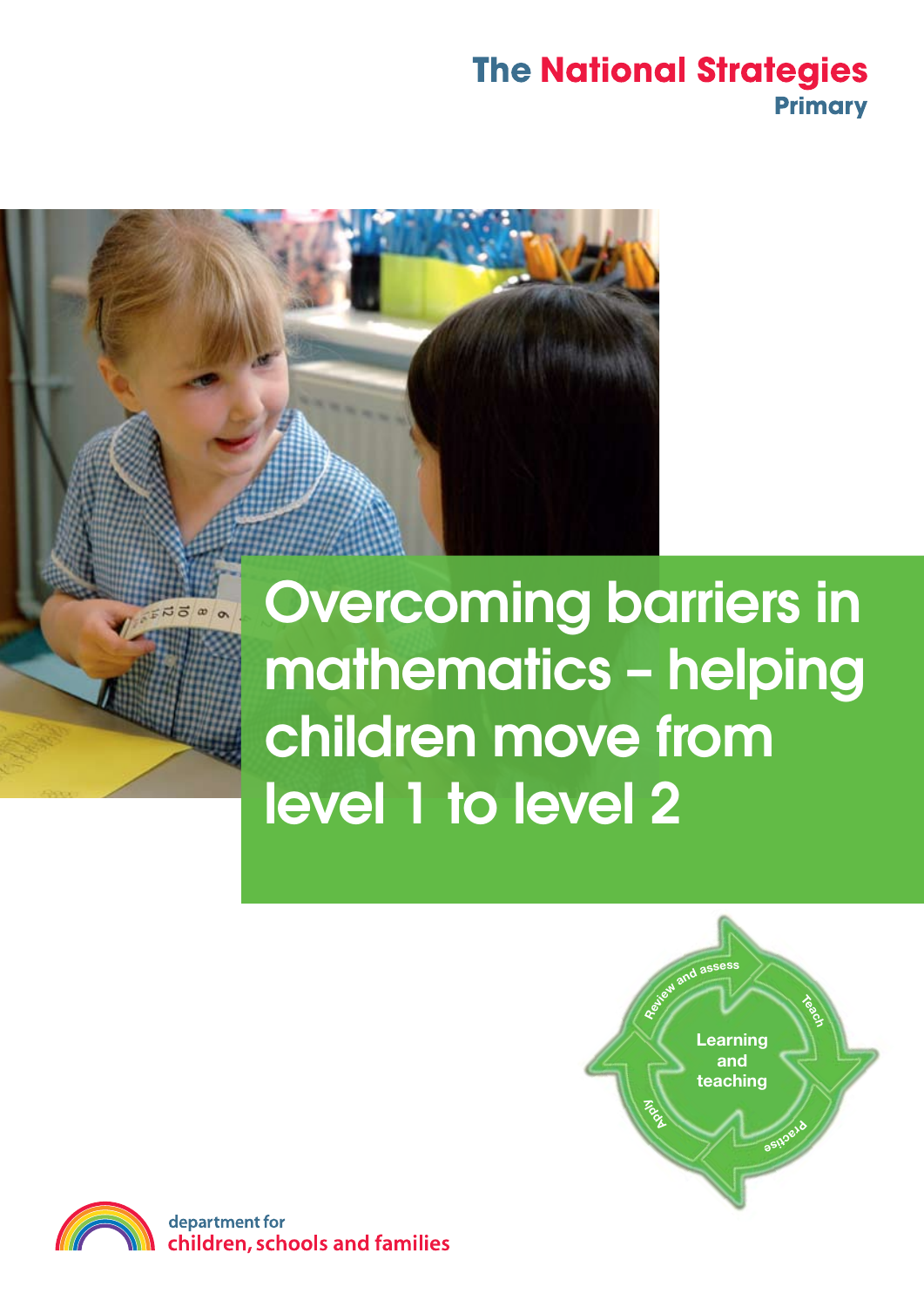The National Strategies
Primary

# Overcoming barriers in mathematics – helping children move from level 1 to level 2

Review and assess
Teach
Practise
Apply
Learning and teaching

department for
children, schools and families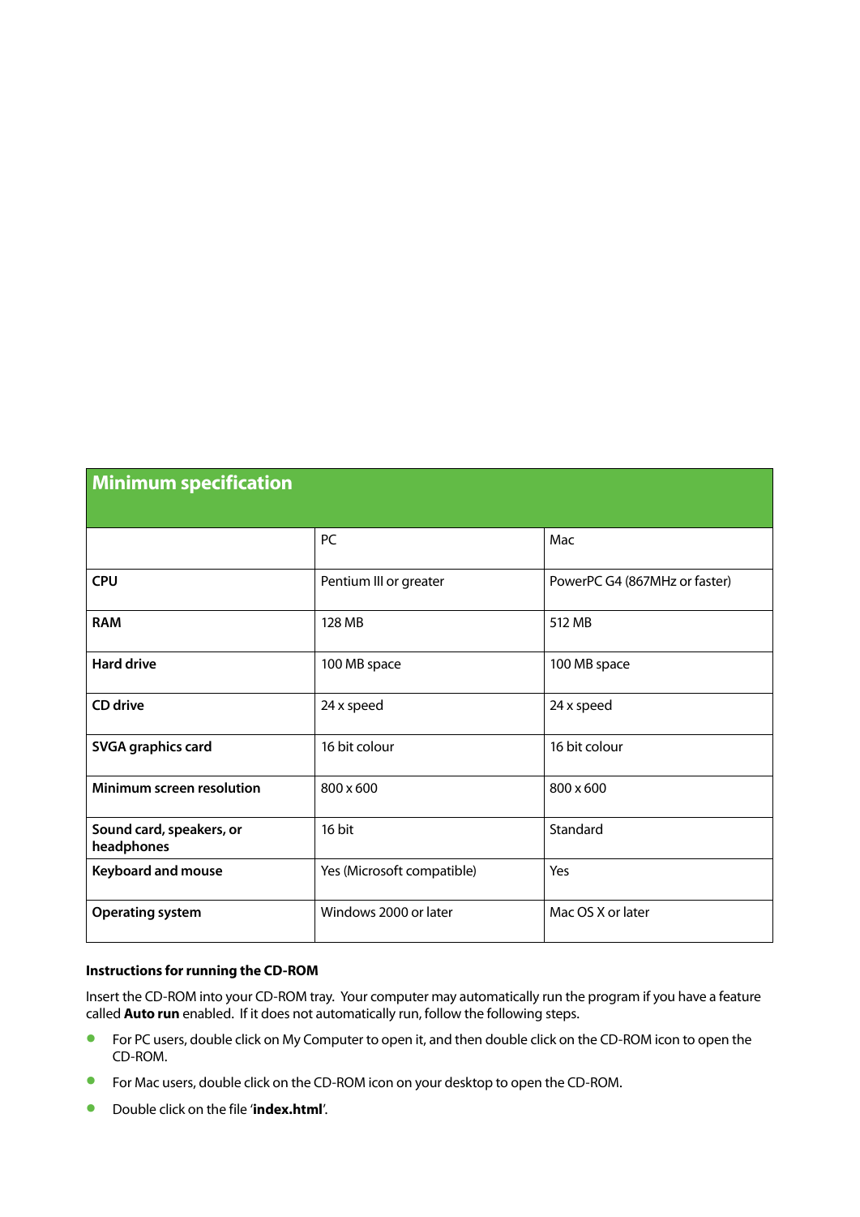## Minimum specification

| | PC | Mac |
|---|---|---|
| **CPU** | Pentium III or greater | PowerPC G4 (867MHz or faster) |
| **RAM** | 128 MB | 512 MB |
| **Hard drive** | 100 MB space | 100 MB space |
| **CD drive** | 24 x speed | 24 x speed |
| **SVGA graphics card** | 16 bit colour | 16 bit colour |
| **Minimum screen resolution** | 800 x 600 | 800 x 600 |
| **Sound card, speakers, or headphones** | 16 bit | Standard |
| **Keyboard and mouse** | Yes (Microsoft compatible) | Yes |
| **Operating system** | Windows 2000 or later | Mac OS X or later |

**Instructions for running the CD-ROM**

Insert the CD-ROM into your CD-ROM tray. Your computer may automatically run the program if you have a feature called **Auto run** enabled. If it does not automatically run, follow the following steps.

- For PC users, double click on My Computer to open it, and then double click on the CD-ROM icon to open the CD-ROM.
- For Mac users, double click on the CD-ROM icon on your desktop to open the CD-ROM.
- Double click on the file '**index.html**'.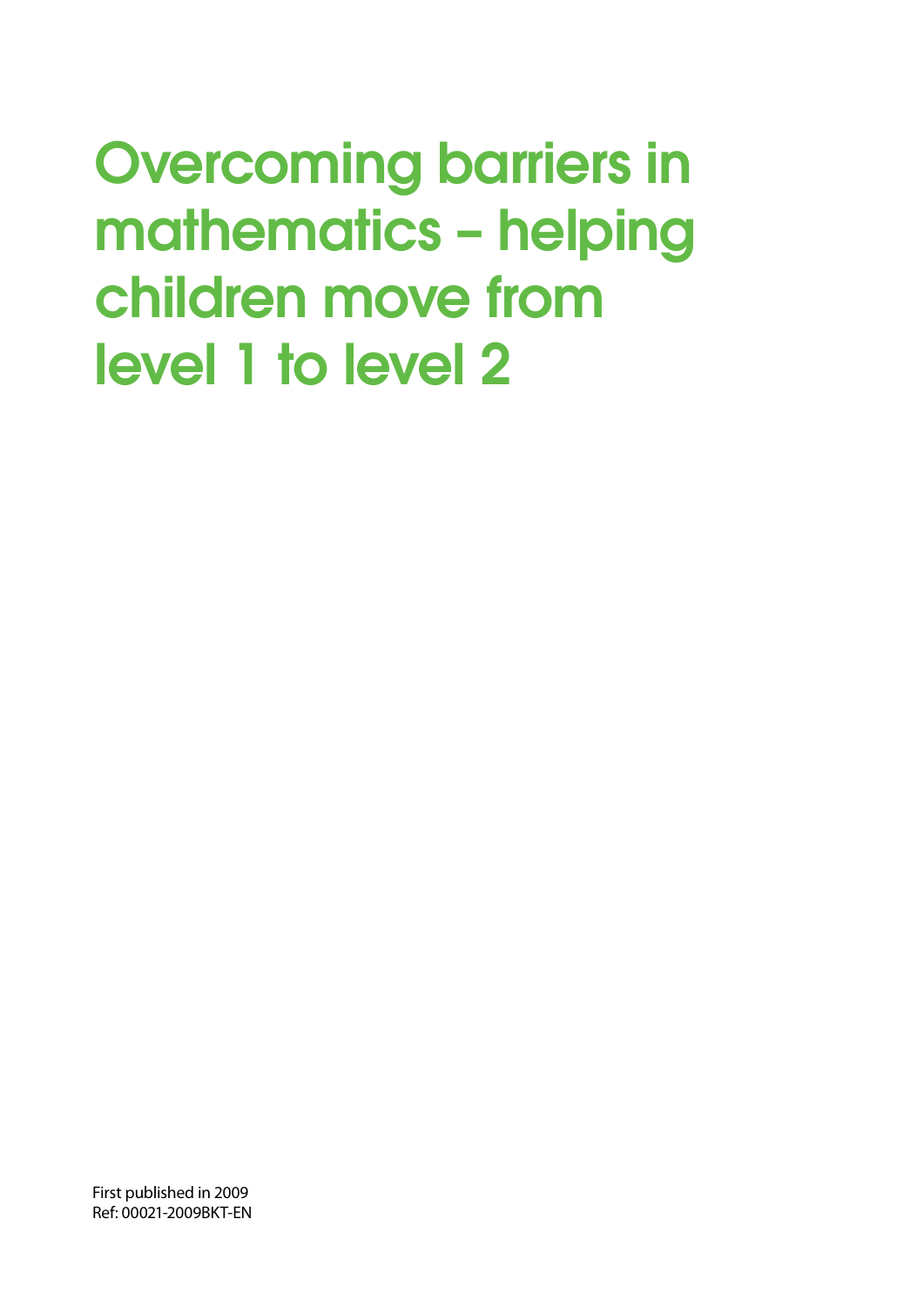# Overcoming barriers in mathematics – helping children move from level 1 to level 2

First published in 2009
Ref: 00021-2009BKT-EN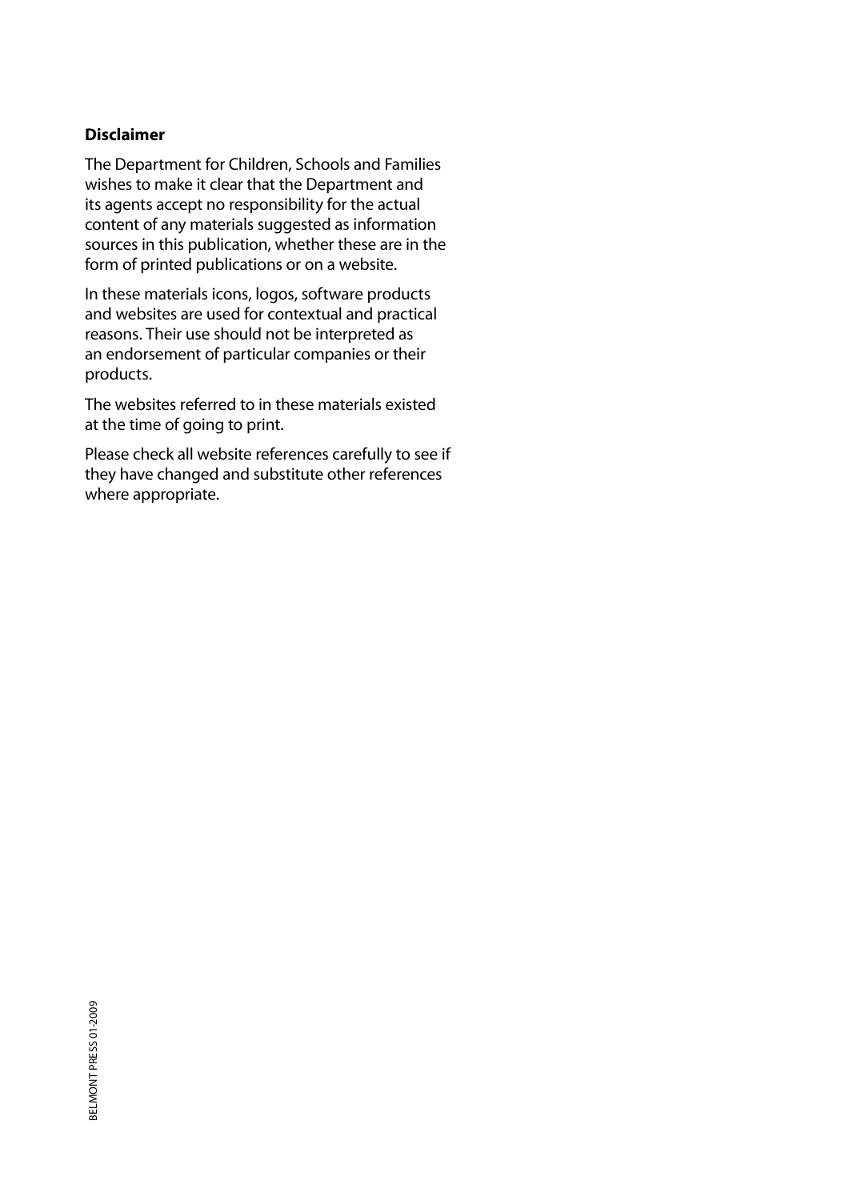**Disclaimer**

The Department for Children, Schools and Families wishes to make it clear that the Department and its agents accept no responsibility for the actual content of any materials suggested as information sources in this publication, whether these are in the form of printed publications or on a website.

In these materials icons, logos, software products and websites are used for contextual and practical reasons. Their use should not be interpreted as an endorsement of particular companies or their products.

The websites referred to in these materials existed at the time of going to print.

Please check all website references carefully to see if they have changed and substitute other references where appropriate.

BELMONT PRESS 01-2009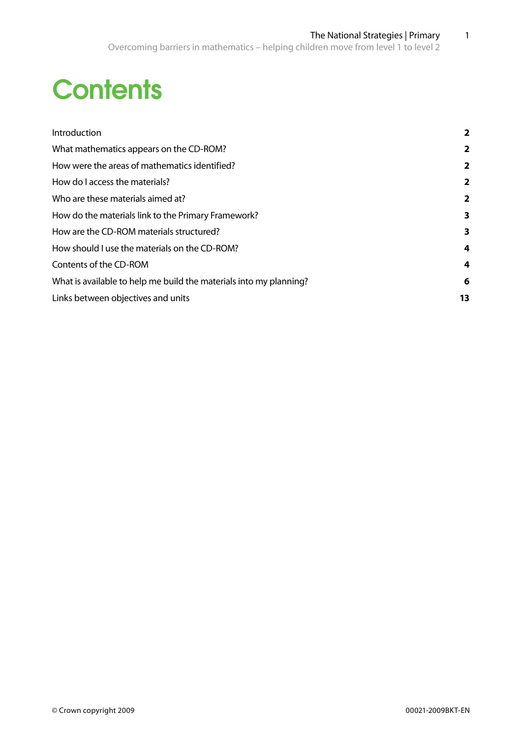# Contents

| | |
|---|---|
| Introduction | **2** |
| What mathematics appears on the CD-ROM? | **2** |
| How were the areas of mathematics identified? | **2** |
| How do I access the materials? | **2** |
| Who are these materials aimed at? | **2** |
| How do the materials link to the Primary Framework? | **3** |
| How are the CD-ROM materials structured? | **3** |
| How should I use the materials on the CD-ROM? | **4** |
| Contents of the CD-ROM | **4** |
| What is available to help me build the materials into my planning? | **6** |
| Links between objectives and units | **13** |

© Crown copyright 2009

00021-2009BKT-EN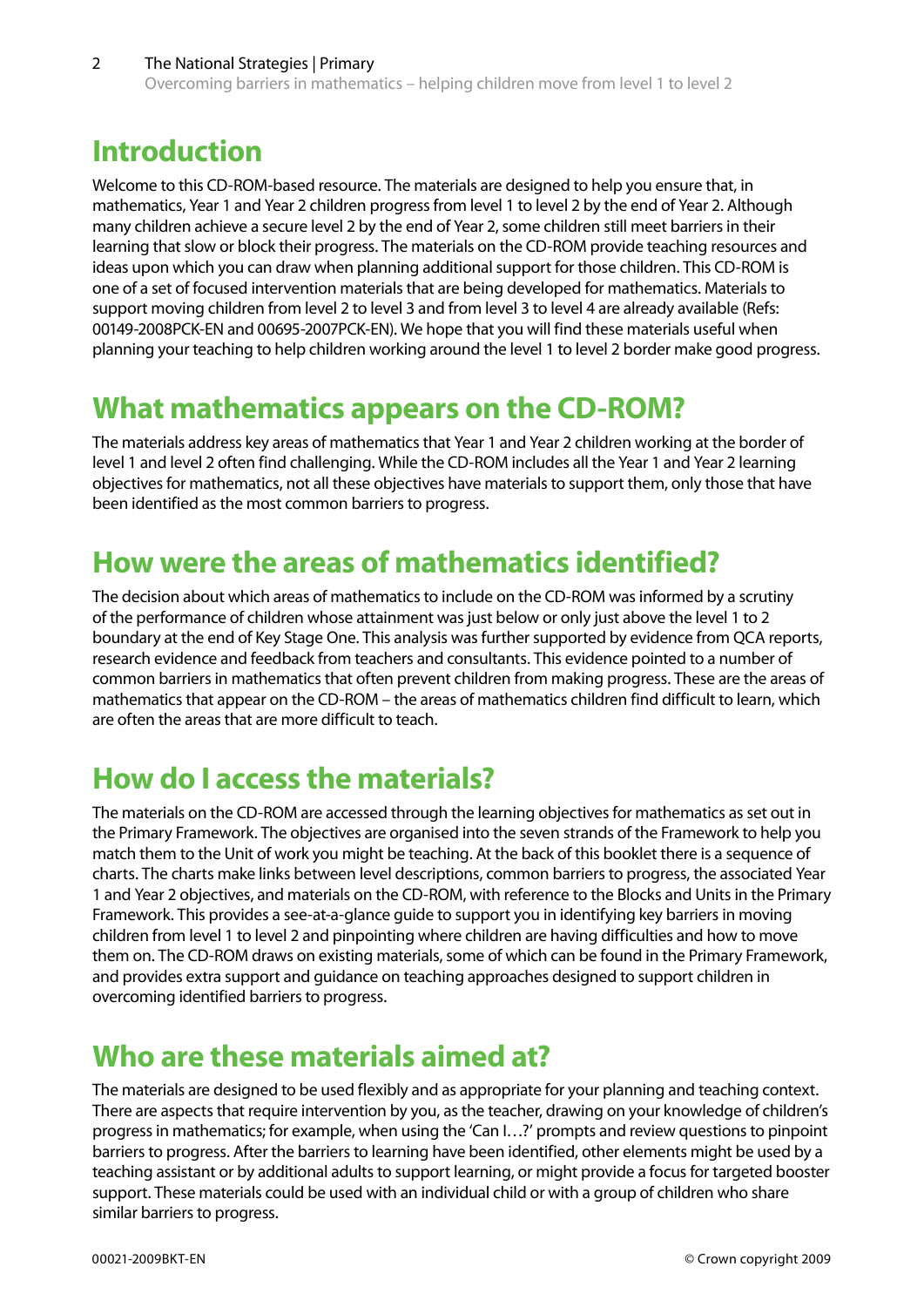## Introduction

Welcome to this CD-ROM-based resource. The materials are designed to help you ensure that, in mathematics, Year 1 and Year 2 children progress from level 1 to level 2 by the end of Year 2. Although many children achieve a secure level 2 by the end of Year 2, some children still meet barriers in their learning that slow or block their progress. The materials on the CD-ROM provide teaching resources and ideas upon which you can draw when planning additional support for those children. This CD-ROM is one of a set of focused intervention materials that are being developed for mathematics. Materials to support moving children from level 2 to level 3 and from level 3 to level 4 are already available (Refs: 00149-2008PCK-EN and 00695-2007PCK-EN). We hope that you will find these materials useful when planning your teaching to help children working around the level 1 to level 2 border make good progress.

## What mathematics appears on the CD-ROM?

The materials address key areas of mathematics that Year 1 and Year 2 children working at the border of level 1 and level 2 often find challenging. While the CD-ROM includes all the Year 1 and Year 2 learning objectives for mathematics, not all these objectives have materials to support them, only those that have been identified as the most common barriers to progress.

## How were the areas of mathematics identified?

The decision about which areas of mathematics to include on the CD-ROM was informed by a scrutiny of the performance of children whose attainment was just below or only just above the level 1 to 2 boundary at the end of Key Stage One. This analysis was further supported by evidence from QCA reports, research evidence and feedback from teachers and consultants. This evidence pointed to a number of common barriers in mathematics that often prevent children from making progress. These are the areas of mathematics that appear on the CD-ROM – the areas of mathematics children find difficult to learn, which are often the areas that are more difficult to teach.

## How do I access the materials?

The materials on the CD-ROM are accessed through the learning objectives for mathematics as set out in the Primary Framework. The objectives are organised into the seven strands of the Framework to help you match them to the Unit of work you might be teaching. At the back of this booklet there is a sequence of charts. The charts make links between level descriptions, common barriers to progress, the associated Year 1 and Year 2 objectives, and materials on the CD-ROM, with reference to the Blocks and Units in the Primary Framework. This provides a see-at-a-glance guide to support you in identifying key barriers in moving children from level 1 to level 2 and pinpointing where children are having difficulties and how to move them on. The CD-ROM draws on existing materials, some of which can be found in the Primary Framework, and provides extra support and guidance on teaching approaches designed to support children in overcoming identified barriers to progress.

## Who are these materials aimed at?

The materials are designed to be used flexibly and as appropriate for your planning and teaching context. There are aspects that require intervention by you, as the teacher, drawing on your knowledge of children's progress in mathematics; for example, when using the 'Can I…?' prompts and review questions to pinpoint barriers to progress. After the barriers to learning have been identified, other elements might be used by a teaching assistant or by additional adults to support learning, or might provide a focus for targeted booster support. These materials could be used with an individual child or with a group of children who share similar barriers to progress.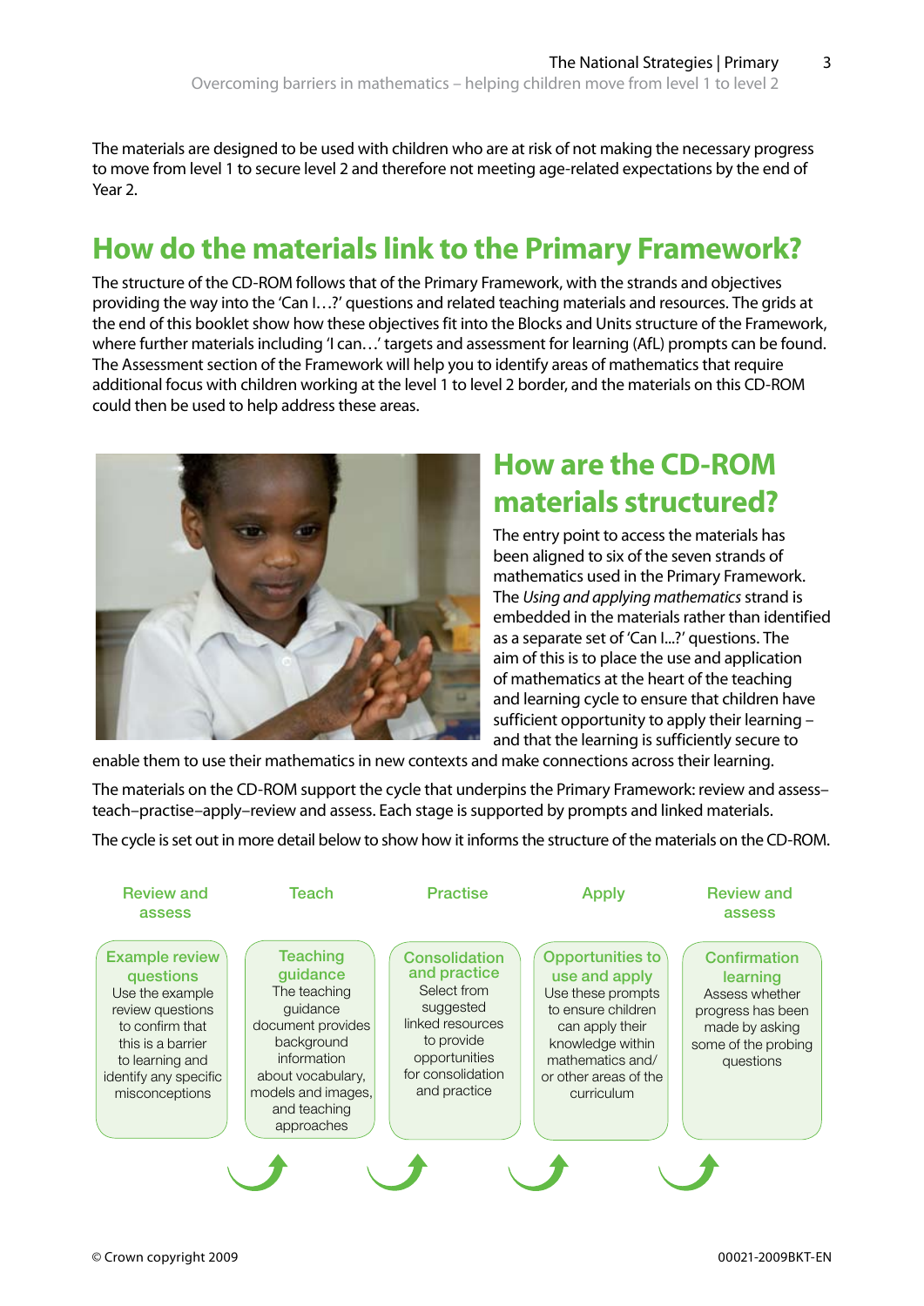The materials are designed to be used with children who are at risk of not making the necessary progress to move from level 1 to secure level 2 and therefore not meeting age-related expectations by the end of Year 2.

## How do the materials link to the Primary Framework?

The structure of the CD-ROM follows that of the Primary Framework, with the strands and objectives providing the way into the 'Can I…?' questions and related teaching materials and resources. The grids at the end of this booklet show how these objectives fit into the Blocks and Units structure of the Framework, where further materials including 'I can…' targets and assessment for learning (AfL) prompts can be found. The Assessment section of the Framework will help you to identify areas of mathematics that require additional focus with children working at the level 1 to level 2 border, and the materials on this CD-ROM could then be used to help address these areas.

## How are the CD-ROM materials structured?

The entry point to access the materials has been aligned to six of the seven strands of mathematics used in the Primary Framework. The *Using and applying mathematics* strand is embedded in the materials rather than identified as a separate set of 'Can I...?' questions. The aim of this is to place the use and application of mathematics at the heart of the teaching and learning cycle to ensure that children have sufficient opportunity to apply their learning – and that the learning is sufficiently secure to enable them to use their mathematics in new contexts and make connections across their learning.

The materials on the CD-ROM support the cycle that underpins the Primary Framework: review and assess–teach–practise–apply–review and assess. Each stage is supported by prompts and linked materials.

The cycle is set out in more detail below to show how it informs the structure of the materials on the CD-ROM.

| Review and assess | Teach | Practise | Apply | Review and assess |
|---|---|---|---|---|
| **Example review questions** Use the example review questions to confirm that this is a barrier to learning and identify any specific misconceptions | **Teaching guidance** The teaching guidance document provides background information about vocabulary, models and images, and teaching approaches | **Consolidation and practice** Select from suggested linked resources to provide opportunities for consolidation and practice | **Opportunities to use and apply** Use these prompts to ensure children can apply their knowledge within mathematics and/ or other areas of the curriculum | **Confirmation learning** Assess whether progress has been made by asking some of the probing questions |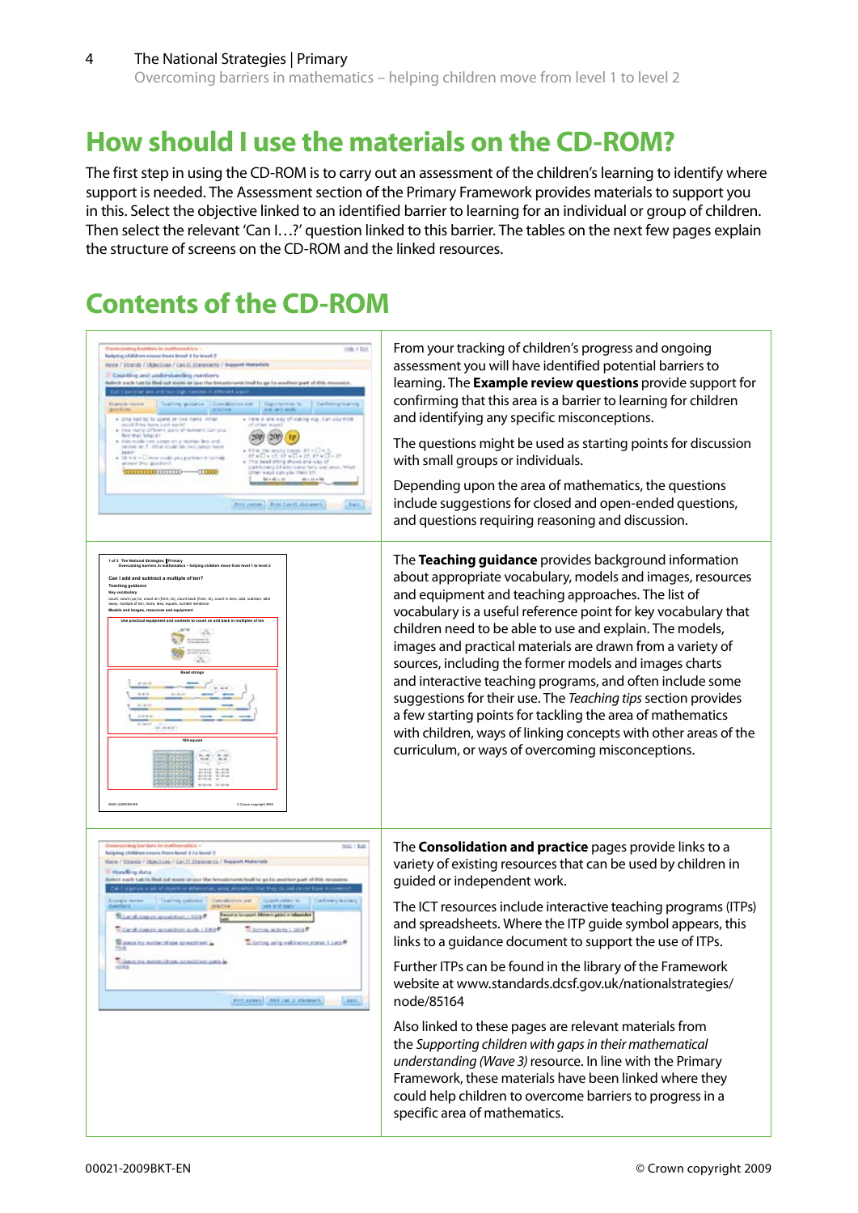# How should I use the materials on the CD-ROM?

The first step in using the CD-ROM is to carry out an assessment of the children's learning to identify where support is needed. The Assessment section of the Primary Framework provides materials to support you in this. Select the objective linked to an identified barrier to learning for an individual or group of children. Then select the relevant 'Can I…?' question linked to this barrier. The tables on the next few pages explain the structure of screens on the CD-ROM and the linked resources.

# Contents of the CD-ROM

| | |
|---|---|
| | From your tracking of children's progress and ongoing assessment you will have identified potential barriers to learning. The **Example review questions** provide support for confirming that this area is a barrier to learning for children and identifying any specific misconceptions.<br><br>The questions might be used as starting points for discussion with small groups or individuals.<br><br>Depending upon the area of mathematics, the questions include suggestions for closed and open-ended questions, and questions requiring reasoning and discussion. |
| | The **Teaching guidance** provides background information about appropriate vocabulary, models and images, resources and equipment and teaching approaches. The list of vocabulary is a useful reference point for key vocabulary that children need to be able to use and explain. The models, images and practical materials are drawn from a variety of sources, including the former models and images charts and interactive teaching programs, and often include some suggestions for their use. The *Teaching tips* section provides a few starting points for tackling the area of mathematics with children, ways of linking concepts with other areas of the curriculum, or ways of overcoming misconceptions. |
| | The **Consolidation and practice** pages provide links to a variety of existing resources that can be used by children in guided or independent work.<br><br>The ICT resources include interactive teaching programs (ITPs) and spreadsheets. Where the ITP guide symbol appears, this links to a guidance document to support the use of ITPs.<br><br>Further ITPs can be found in the library of the Framework website at www.standards.dcsf.gov.uk/nationalstrategies/node/85164<br><br>Also linked to these pages are relevant materials from the *Supporting children with gaps in their mathematical understanding (Wave 3)* resource. In line with the Primary Framework, these materials have been linked where they could help children to overcome barriers to progress in a specific area of mathematics. |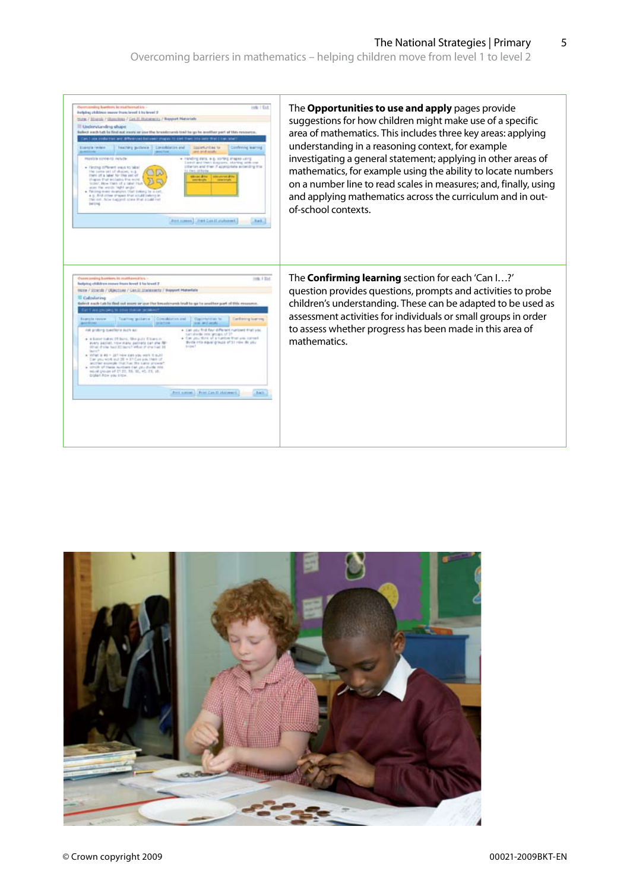The **Opportunities to use and apply** pages provide suggestions for how children might make use of a specific area of mathematics. This includes three key areas: applying understanding in a reasoning context, for example investigating a general statement; applying in other areas of mathematics, for example using the ability to locate numbers on a number line to read scales in measures; and, finally, using and applying mathematics across the curriculum and in out-of-school contexts.

The **Confirming learning** section for each 'Can I…?' question provides questions, prompts and activities to probe children's understanding. These can be adapted to be used as assessment activities for individuals or small groups in order to assess whether progress has been made in this area of mathematics.

© Crown copyright 2009

00021-2009BKT-EN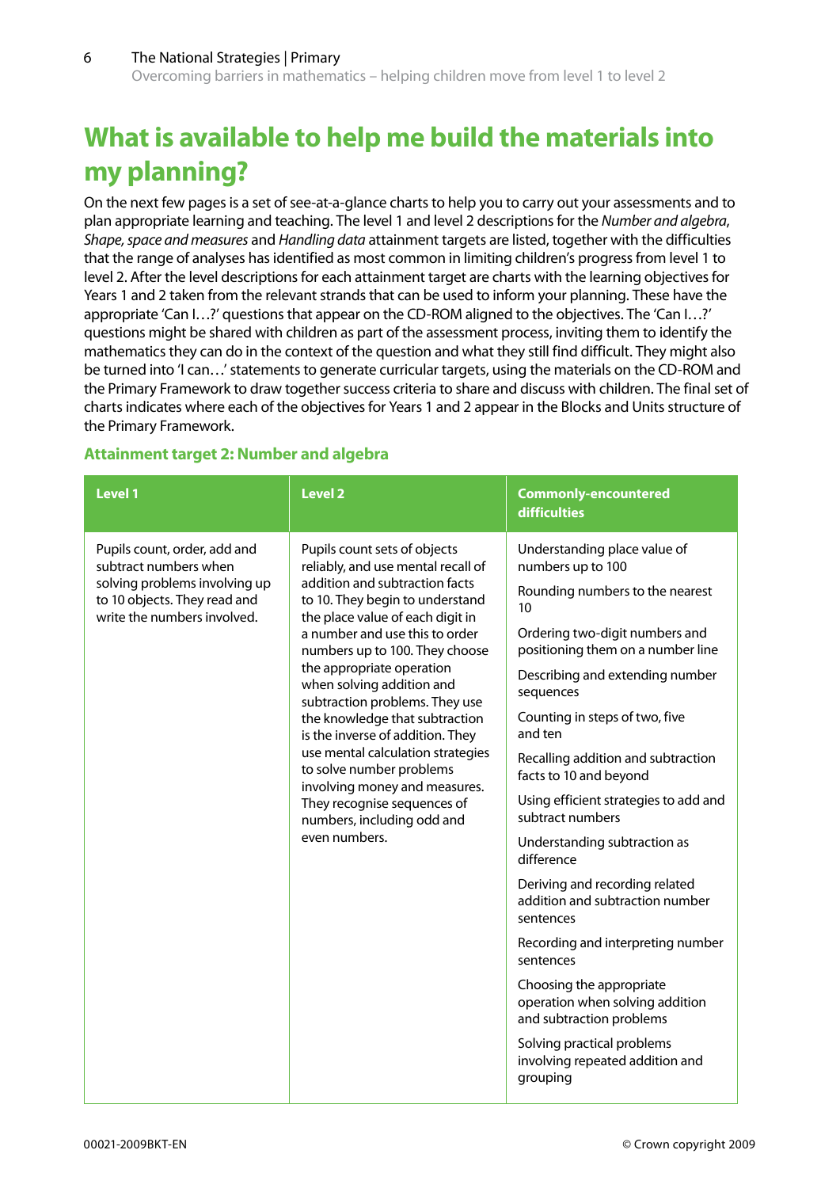# What is available to help me build the materials into my planning?

On the next few pages is a set of see-at-a-glance charts to help you to carry out your assessments and to plan appropriate learning and teaching. The level 1 and level 2 descriptions for the *Number and algebra*, *Shape, space and measures* and *Handling data* attainment targets are listed, together with the difficulties that the range of analyses has identified as most common in limiting children's progress from level 1 to level 2. After the level descriptions for each attainment target are charts with the learning objectives for Years 1 and 2 taken from the relevant strands that can be used to inform your planning. These have the appropriate 'Can I…?' questions that appear on the CD-ROM aligned to the objectives. The 'Can I…?' questions might be shared with children as part of the assessment process, inviting them to identify the mathematics they can do in the context of the question and what they still find difficult. They might also be turned into 'I can…' statements to generate curricular targets, using the materials on the CD-ROM and the Primary Framework to draw together success criteria to share and discuss with children. The final set of charts indicates where each of the objectives for Years 1 and 2 appear in the Blocks and Units structure of the Primary Framework.

### Attainment target 2: Number and algebra

| Level 1 | Level 2 | Commonly-encountered difficulties |
|---|---|---|
| Pupils count, order, add and subtract numbers when solving problems involving up to 10 objects. They read and write the numbers involved. | Pupils count sets of objects reliably, and use mental recall of addition and subtraction facts to 10. They begin to understand the place value of each digit in a number and use this to order numbers up to 100. They choose the appropriate operation when solving addition and subtraction problems. They use the knowledge that subtraction is the inverse of addition. They use mental calculation strategies to solve number problems involving money and measures. They recognise sequences of numbers, including odd and even numbers. | Understanding place value of numbers up to 100<br><br>Rounding numbers to the nearest 10<br><br>Ordering two-digit numbers and positioning them on a number line<br><br>Describing and extending number sequences<br><br>Counting in steps of two, five and ten<br><br>Recalling addition and subtraction facts to 10 and beyond<br><br>Using efficient strategies to add and subtract numbers<br><br>Understanding subtraction as difference<br><br>Deriving and recording related addition and subtraction number sentences<br><br>Recording and interpreting number sentences<br><br>Choosing the appropriate operation when solving addition and subtraction problems<br><br>Solving practical problems involving repeated addition and grouping |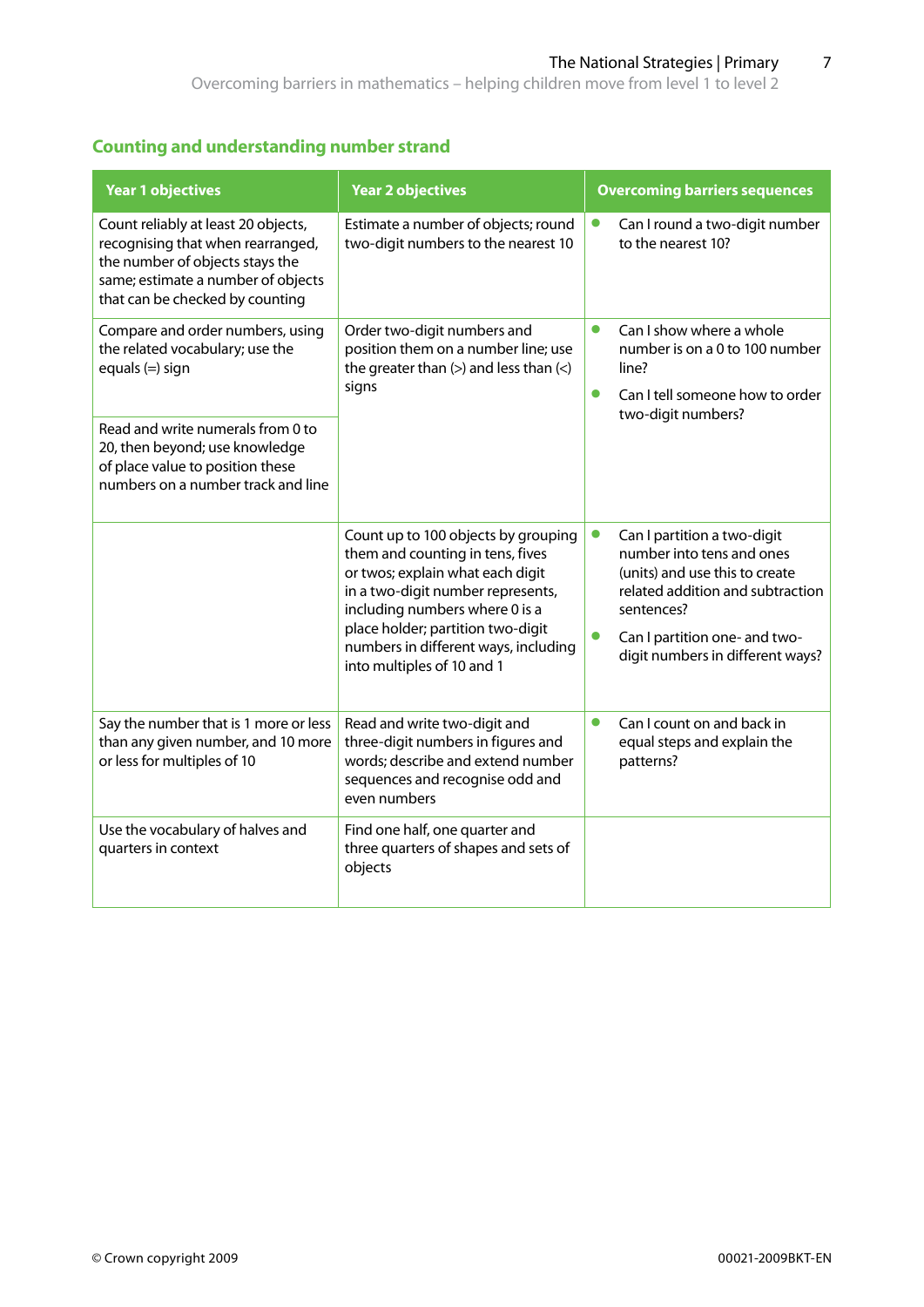## Counting and understanding number strand

| Year 1 objectives | Year 2 objectives | Overcoming barriers sequences |
|---|---|---|
| Count reliably at least 20 objects, recognising that when rearranged, the number of objects stays the same; estimate a number of objects that can be checked by counting | Estimate a number of objects; round two-digit numbers to the nearest 10 | • Can I round a two-digit number to the nearest 10? |
| Compare and order numbers, using the related vocabulary; use the equals (=) sign<br><br>Read and write numerals from 0 to 20, then beyond; use knowledge of place value to position these numbers on a number track and line | Order two-digit numbers and position them on a number line; use the greater than (>) and less than (<) signs | • Can I show where a whole number is on a 0 to 100 number line?<br>• Can I tell someone how to order two-digit numbers? |
| | Count up to 100 objects by grouping them and counting in tens, fives or twos; explain what each digit in a two-digit number represents, including numbers where 0 is a place holder; partition two-digit numbers in different ways, including into multiples of 10 and 1 | • Can I partition a two-digit number into tens and ones (units) and use this to create related addition and subtraction sentences?<br>• Can I partition one- and two-digit numbers in different ways? |
| Say the number that is 1 more or less than any given number, and 10 more or less for multiples of 10 | Read and write two-digit and three-digit numbers in figures and words; describe and extend number sequences and recognise odd and even numbers | • Can I count on and back in equal steps and explain the patterns? |
| Use the vocabulary of halves and quarters in context | Find one half, one quarter and three quarters of shapes and sets of objects | |

© Crown copyright 2009 00021-2009BKT-EN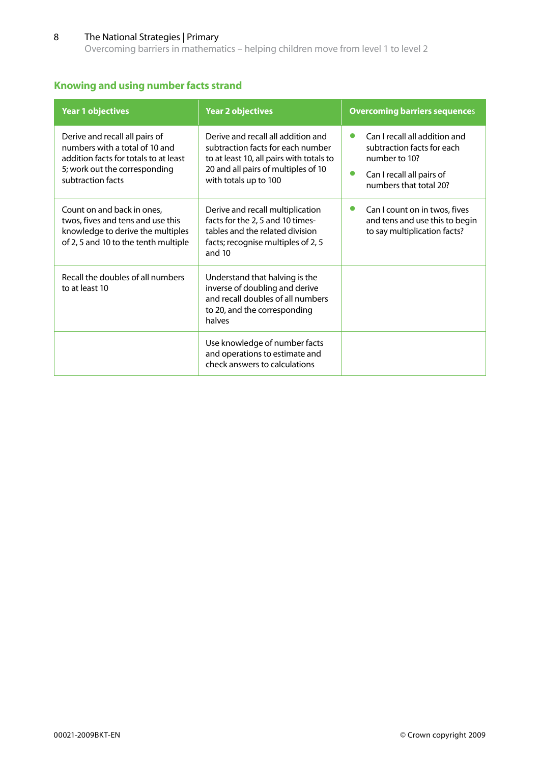## Knowing and using number facts strand

| Year 1 objectives | Year 2 objectives | Overcoming barriers sequences |
| --- | --- | --- |
| Derive and recall all pairs of numbers with a total of 10 and addition facts for totals to at least 5; work out the corresponding subtraction facts | Derive and recall all addition and subtraction facts for each number to at least 10, all pairs with totals to 20 and all pairs of multiples of 10 with totals up to 100 | • Can I recall all addition and subtraction facts for each number to 10?<br>• Can I recall all pairs of numbers that total 20? |
| Count on and back in ones, twos, fives and tens and use this knowledge to derive the multiples of 2, 5 and 10 to the tenth multiple | Derive and recall multiplication facts for the 2, 5 and 10 times-tables and the related division facts; recognise multiples of 2, 5 and 10 | • Can I count on in twos, fives and tens and use this to begin to say multiplication facts? |
| Recall the doubles of all numbers to at least 10 | Understand that halving is the inverse of doubling and derive and recall doubles of all numbers to 20, and the corresponding halves | |
| | Use knowledge of number facts and operations to estimate and check answers to calculations | |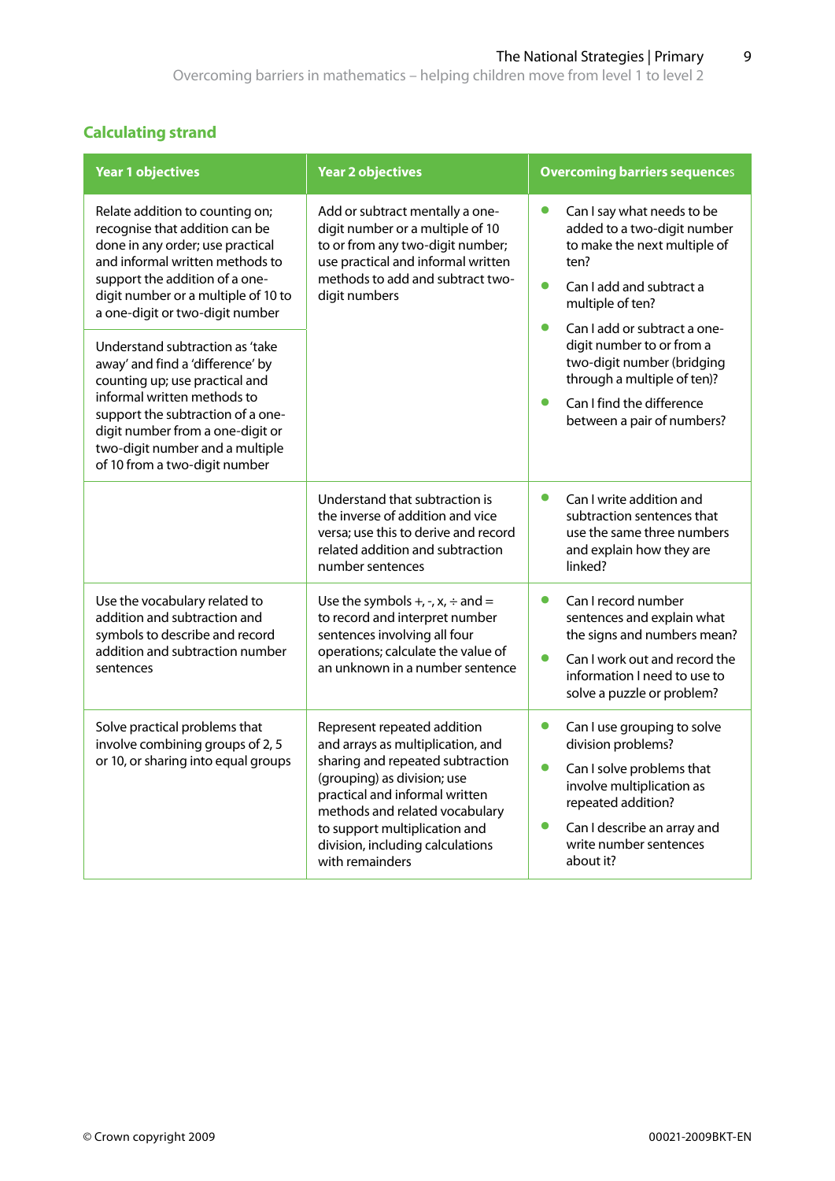## Calculating strand

| Year 1 objectives | Year 2 objectives | Overcoming barriers sequences |
|---|---|---|
| Relate addition to counting on; recognise that addition can be done in any order; use practical and informal written methods to support the addition of a one-digit number or a multiple of 10 to a one-digit or two-digit number<br><br>Understand subtraction as 'take away' and find a 'difference' by counting up; use practical and informal written methods to support the subtraction of a one-digit number from a one-digit or two-digit number and a multiple of 10 from a two-digit number | Add or subtract mentally a one-digit number or a multiple of 10 to or from any two-digit number; use practical and informal written methods to add and subtract two-digit numbers | • Can I say what needs to be added to a two-digit number to make the next multiple of ten?<br>• Can I add and subtract a multiple of ten?<br>• Can I add or subtract a one-digit number to or from a two-digit number (bridging through a multiple of ten)?<br>• Can I find the difference between a pair of numbers? |
| | Understand that subtraction is the inverse of addition and vice versa; use this to derive and record related addition and subtraction number sentences | • Can I write addition and subtraction sentences that use the same three numbers and explain how they are linked? |
| Use the vocabulary related to addition and subtraction and symbols to describe and record addition and subtraction number sentences | Use the symbols +, -, x, ÷ and = to record and interpret number sentences involving all four operations; calculate the value of an unknown in a number sentence | • Can I record number sentences and explain what the signs and numbers mean?<br>• Can I work out and record the information I need to use to solve a puzzle or problem? |
| Solve practical problems that involve combining groups of 2, 5 or 10, or sharing into equal groups | Represent repeated addition and arrays as multiplication, and sharing and repeated subtraction (grouping) as division; use practical and informal written methods and related vocabulary to support multiplication and division, including calculations with remainders | • Can I use grouping to solve division problems?<br>• Can I solve problems that involve multiplication as repeated addition?<br>• Can I describe an array and write number sentences about it? |

© Crown copyright 2009 00021-2009BKT-EN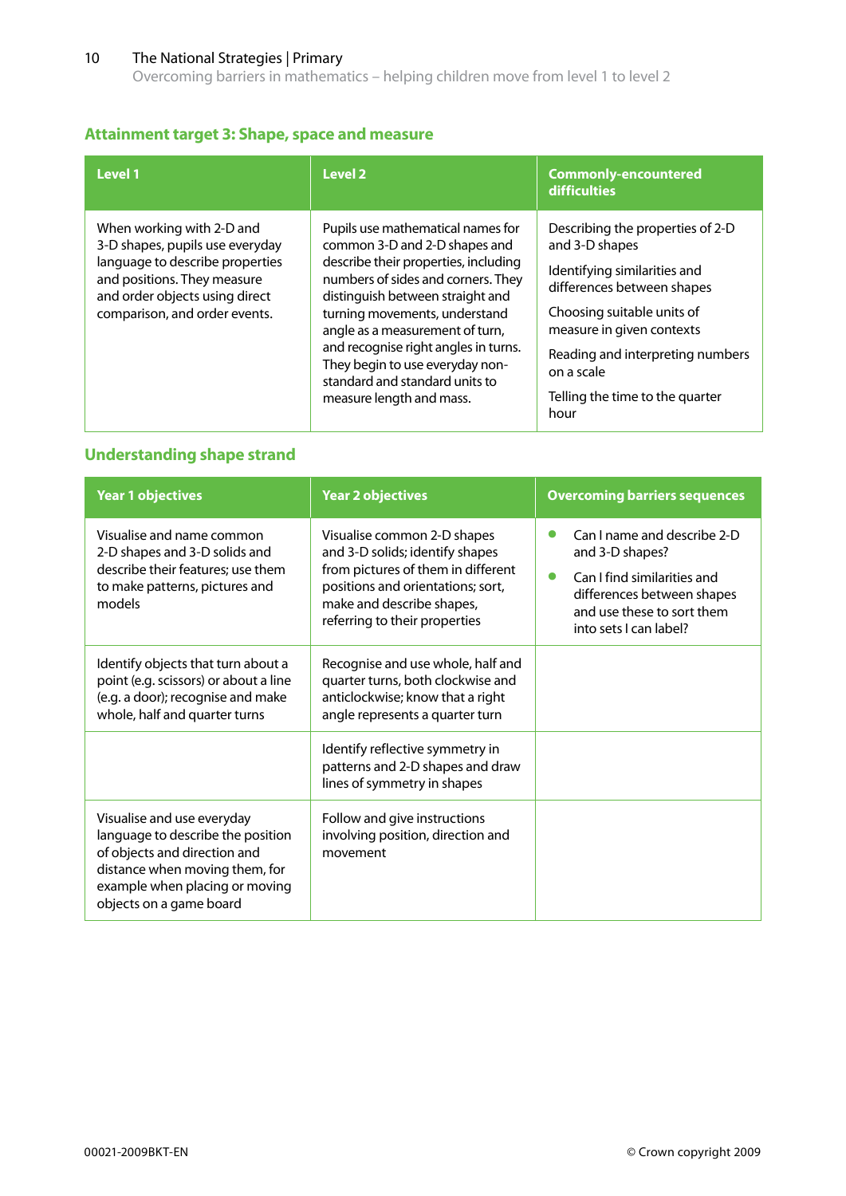## Attainment target 3: Shape, space and measure

| Level 1 | Level 2 | Commonly-encountered difficulties |
|---|---|---|
| When working with 2-D and 3-D shapes, pupils use everyday language to describe properties and positions. They measure and order objects using direct comparison, and order events. | Pupils use mathematical names for common 3-D and 2-D shapes and describe their properties, including numbers of sides and corners. They distinguish between straight and turning movements, understand angle as a measurement of turn, and recognise right angles in turns. They begin to use everyday non-standard and standard units to measure length and mass. | Describing the properties of 2-D and 3-D shapes<br><br>Identifying similarities and differences between shapes<br><br>Choosing suitable units of measure in given contexts<br><br>Reading and interpreting numbers on a scale<br><br>Telling the time to the quarter hour |

## Understanding shape strand

| Year 1 objectives | Year 2 objectives | Overcoming barriers sequences |
|---|---|---|
| Visualise and name common 2-D shapes and 3-D solids and describe their features; use them to make patterns, pictures and models | Visualise common 2-D shapes and 3-D solids; identify shapes from pictures of them in different positions and orientations; sort, make and describe shapes, referring to their properties | • Can I name and describe 2-D and 3-D shapes?<br>• Can I find similarities and differences between shapes and use these to sort them into sets I can label? |
| Identify objects that turn about a point (e.g. scissors) or about a line (e.g. a door); recognise and make whole, half and quarter turns | Recognise and use whole, half and quarter turns, both clockwise and anticlockwise; know that a right angle represents a quarter turn | |
| | Identify reflective symmetry in patterns and 2-D shapes and draw lines of symmetry in shapes | |
| Visualise and use everyday language to describe the position of objects and direction and distance when moving them, for example when placing or moving objects on a game board | Follow and give instructions involving position, direction and movement | |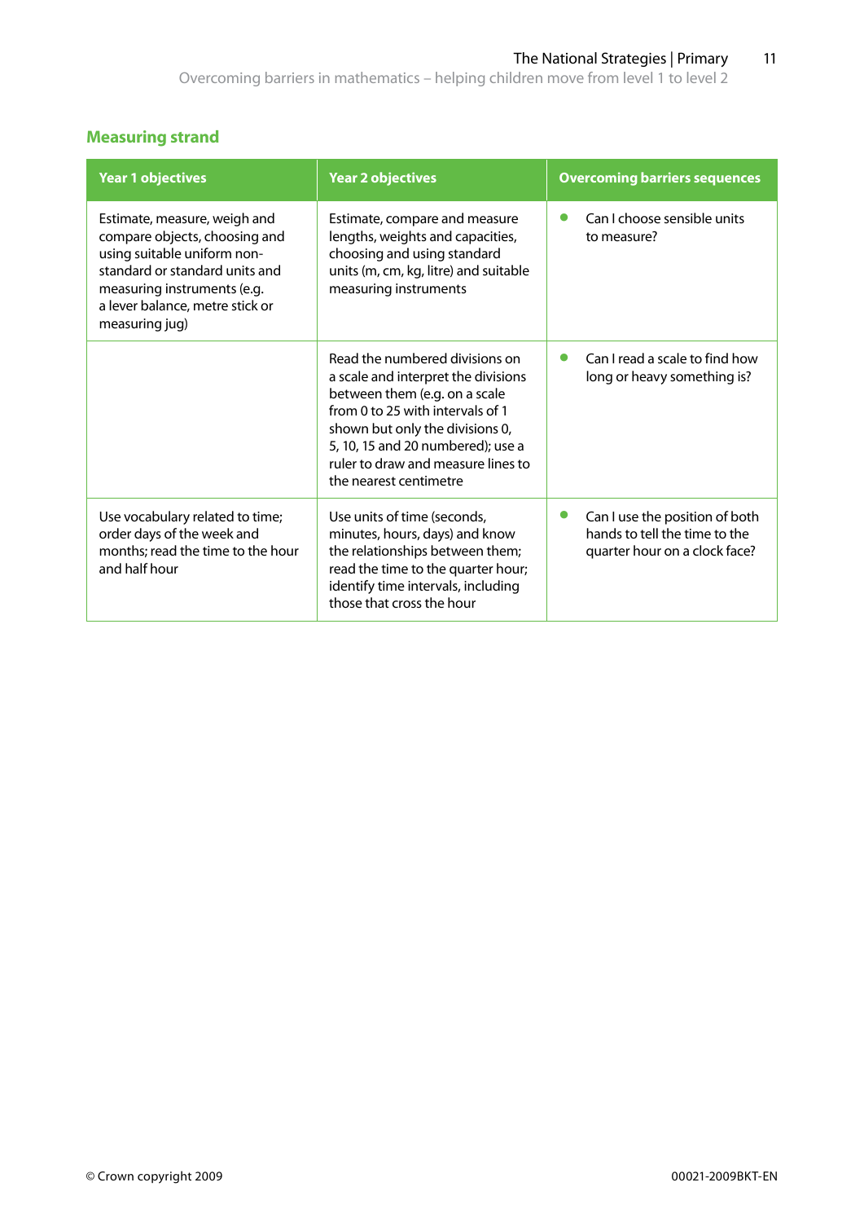## Measuring strand

| Year 1 objectives | Year 2 objectives | Overcoming barriers sequences |
|---|---|---|
| Estimate, measure, weigh and compare objects, choosing and using suitable uniform non-standard or standard units and measuring instruments (e.g. a lever balance, metre stick or measuring jug) | Estimate, compare and measure lengths, weights and capacities, choosing and using standard units (m, cm, kg, litre) and suitable measuring instruments | • Can I choose sensible units to measure? |
| | Read the numbered divisions on a scale and interpret the divisions between them (e.g. on a scale from 0 to 25 with intervals of 1 shown but only the divisions 0, 5, 10, 15 and 20 numbered); use a ruler to draw and measure lines to the nearest centimetre | • Can I read a scale to find how long or heavy something is? |
| Use vocabulary related to time; order days of the week and months; read the time to the hour and half hour | Use units of time (seconds, minutes, hours, days) and know the relationships between them; read the time to the quarter hour; identify time intervals, including those that cross the hour | • Can I use the position of both hands to tell the time to the quarter hour on a clock face? |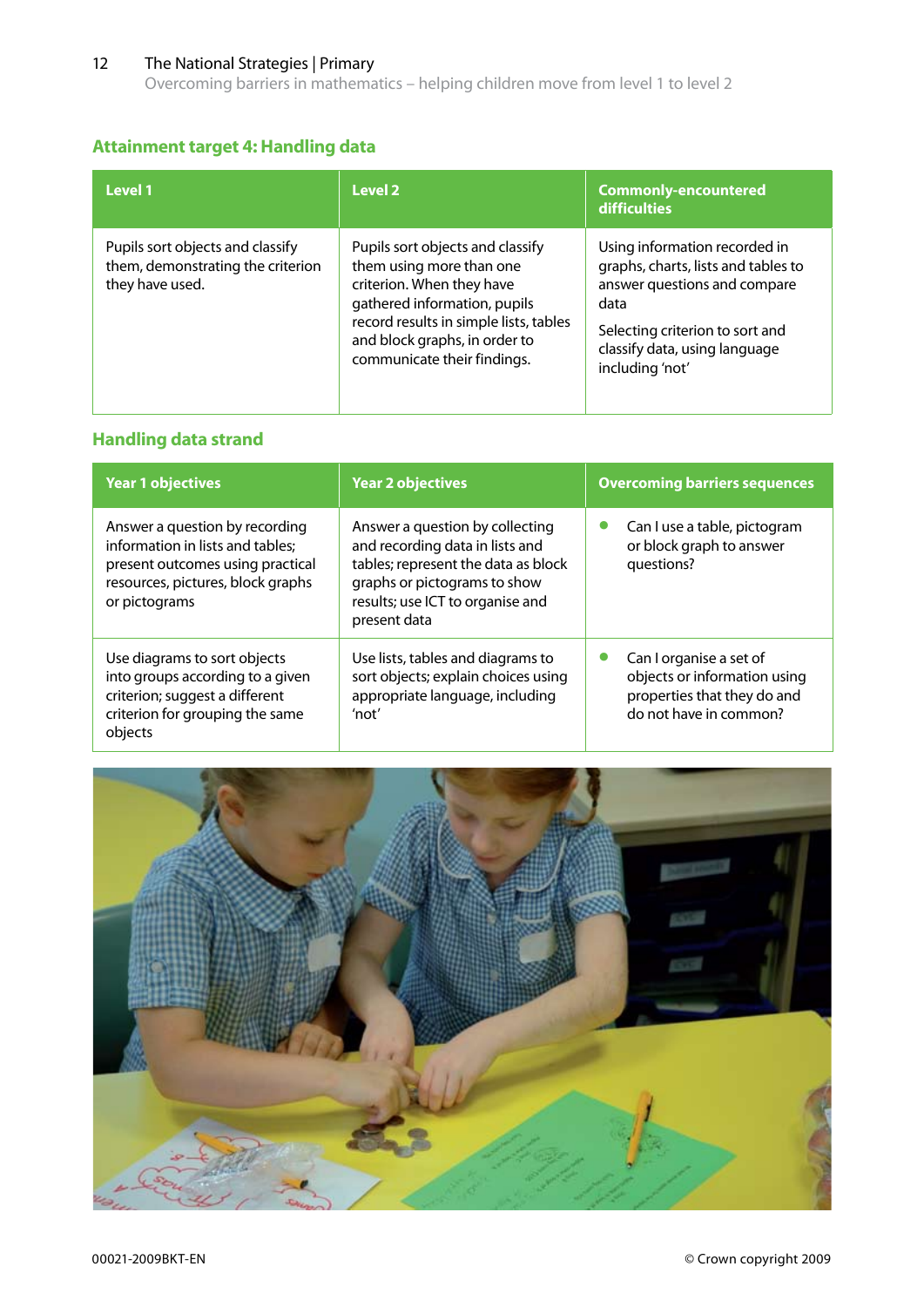## Attainment target 4: Handling data

| Level 1 | Level 2 | Commonly-encountered difficulties |
|---|---|---|
| Pupils sort objects and classify them, demonstrating the criterion they have used. | Pupils sort objects and classify them using more than one criterion. When they have gathered information, pupils record results in simple lists, tables and block graphs, in order to communicate their findings. | Using information recorded in graphs, charts, lists and tables to answer questions and compare data<br><br>Selecting criterion to sort and classify data, using language including 'not' |

## Handling data strand

| Year 1 objectives | Year 2 objectives | Overcoming barriers sequences |
|---|---|---|
| Answer a question by recording information in lists and tables; present outcomes using practical resources, pictures, block graphs or pictograms | Answer a question by collecting and recording data in lists and tables; represent the data as block graphs or pictograms to show results; use ICT to organise and present data | • Can I use a table, pictogram or block graph to answer questions? |
| Use diagrams to sort objects into groups according to a given criterion; suggest a different criterion for grouping the same objects | Use lists, tables and diagrams to sort objects; explain choices using appropriate language, including 'not' | • Can I organise a set of objects or information using properties that they do and do not have in common? |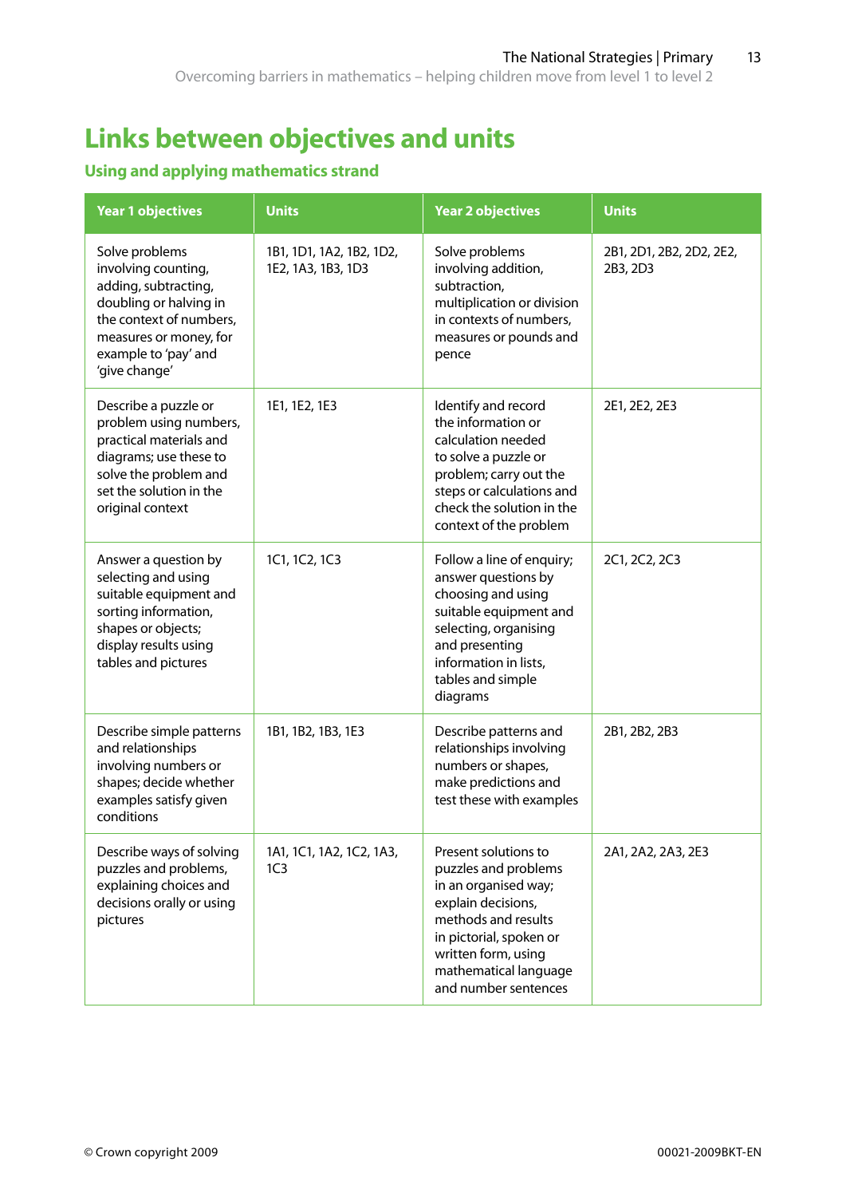# Links between objectives and units

## Using and applying mathematics strand

| Year 1 objectives | Units | Year 2 objectives | Units |
|---|---|---|---|
| Solve problems involving counting, adding, subtracting, doubling or halving in the context of numbers, measures or money, for example to 'pay' and 'give change' | 1B1, 1D1, 1A2, 1B2, 1D2, 1E2, 1A3, 1B3, 1D3 | Solve problems involving addition, subtraction, multiplication or division in contexts of numbers, measures or pounds and pence | 2B1, 2D1, 2B2, 2D2, 2E2, 2B3, 2D3 |
| Describe a puzzle or problem using numbers, practical materials and diagrams; use these to solve the problem and set the solution in the original context | 1E1, 1E2, 1E3 | Identify and record the information or calculation needed to solve a puzzle or problem; carry out the steps or calculations and check the solution in the context of the problem | 2E1, 2E2, 2E3 |
| Answer a question by selecting and using suitable equipment and sorting information, shapes or objects; display results using tables and pictures | 1C1, 1C2, 1C3 | Follow a line of enquiry; answer questions by choosing and using suitable equipment and selecting, organising and presenting information in lists, tables and simple diagrams | 2C1, 2C2, 2C3 |
| Describe simple patterns and relationships involving numbers or shapes; decide whether examples satisfy given conditions | 1B1, 1B2, 1B3, 1E3 | Describe patterns and relationships involving numbers or shapes, make predictions and test these with examples | 2B1, 2B2, 2B3 |
| Describe ways of solving puzzles and problems, explaining choices and decisions orally or using pictures | 1A1, 1C1, 1A2, 1C2, 1A3, 1C3 | Present solutions to puzzles and problems in an organised way; explain decisions, methods and results in pictorial, spoken or written form, using mathematical language and number sentences | 2A1, 2A2, 2A3, 2E3 |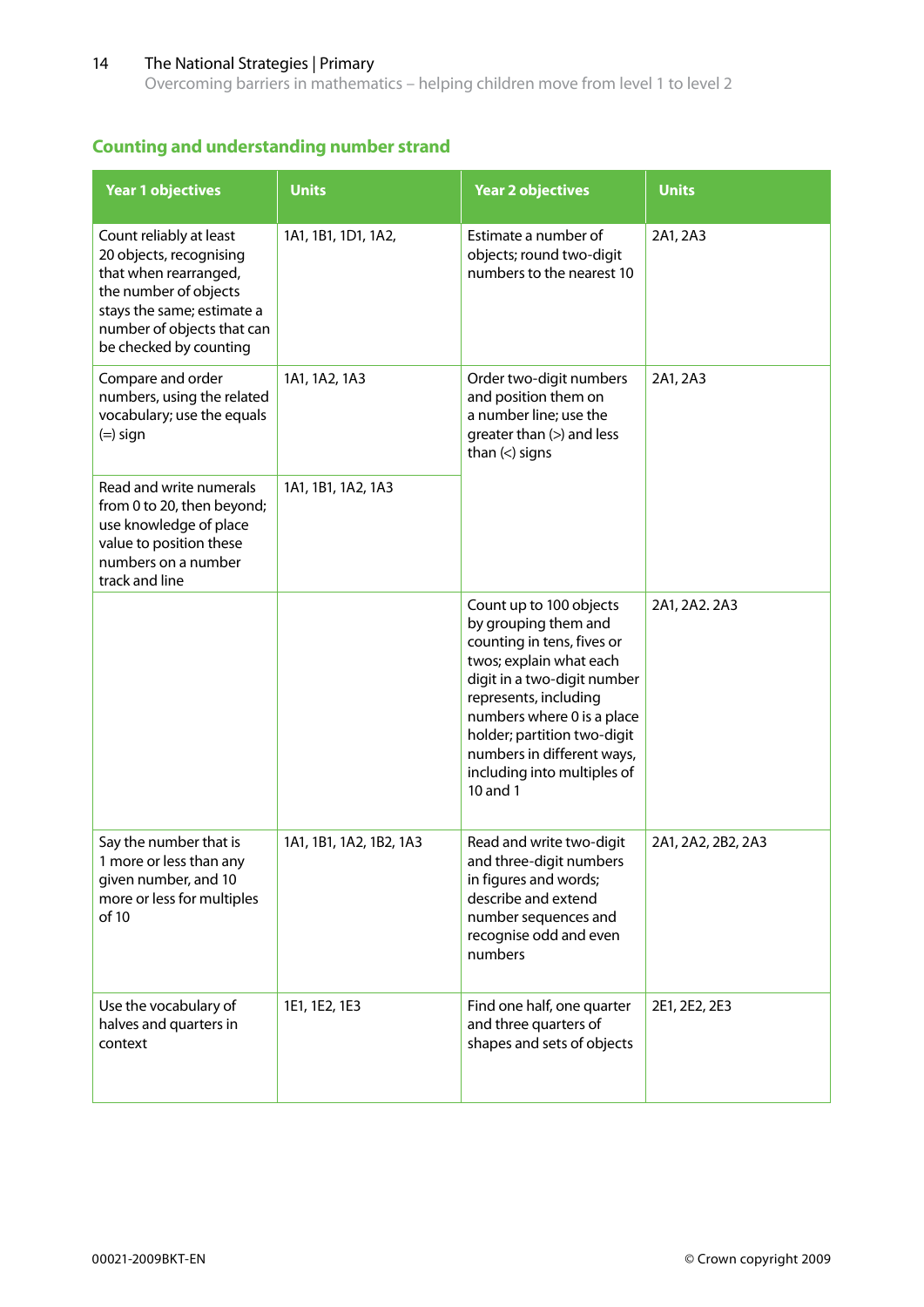## Counting and understanding number strand

| Year 1 objectives | Units | Year 2 objectives | Units |
|---|---|---|---|
| Count reliably at least 20 objects, recognising that when rearranged, the number of objects stays the same; estimate a number of objects that can be checked by counting | 1A1, 1B1, 1D1, 1A2, | Estimate a number of objects; round two-digit numbers to the nearest 10 | 2A1, 2A3 |
| Compare and order numbers, using the related vocabulary; use the equals (=) sign | 1A1, 1A2, 1A3 | Order two-digit numbers and position them on a number line; use the greater than (>) and less than (<) signs | 2A1, 2A3 |
| Read and write numerals from 0 to 20, then beyond; use knowledge of place value to position these numbers on a number track and line | 1A1, 1B1, 1A2, 1A3 | | |
| | | Count up to 100 objects by grouping them and counting in tens, fives or twos; explain what each digit in a two-digit number represents, including numbers where 0 is a place holder; partition two-digit numbers in different ways, including into multiples of 10 and 1 | 2A1, 2A2. 2A3 |
| Say the number that is 1 more or less than any given number, and 10 more or less for multiples of 10 | 1A1, 1B1, 1A2, 1B2, 1A3 | Read and write two-digit and three-digit numbers in figures and words; describe and extend number sequences and recognise odd and even numbers | 2A1, 2A2, 2B2, 2A3 |
| Use the vocabulary of halves and quarters in context | 1E1, 1E2, 1E3 | Find one half, one quarter and three quarters of shapes and sets of objects | 2E1, 2E2, 2E3 |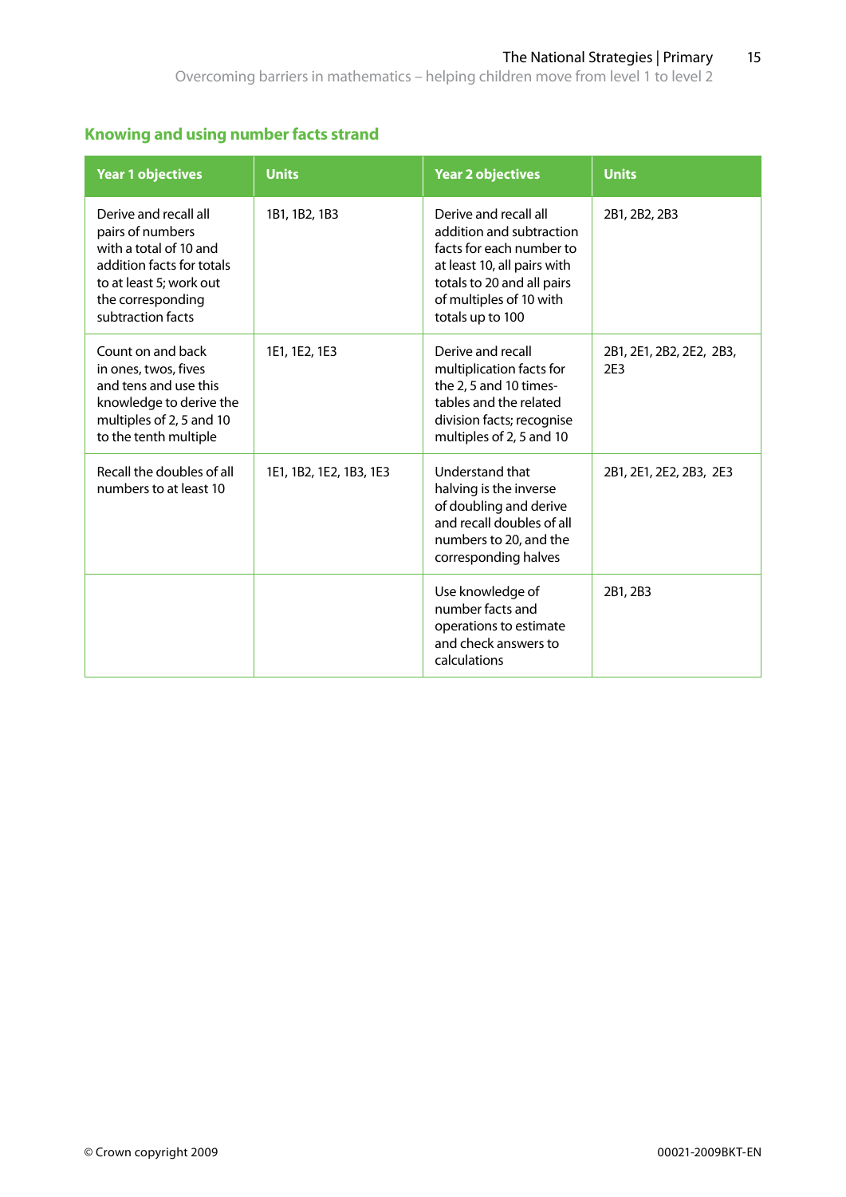## Knowing and using number facts strand

| Year 1 objectives | Units | Year 2 objectives | Units |
|---|---|---|---|
| Derive and recall all pairs of numbers with a total of 10 and addition facts for totals to at least 5; work out the corresponding subtraction facts | 1B1, 1B2, 1B3 | Derive and recall all addition and subtraction facts for each number to at least 10, all pairs with totals to 20 and all pairs of multiples of 10 with totals up to 100 | 2B1, 2B2, 2B3 |
| Count on and back in ones, twos, fives and tens and use this knowledge to derive the multiples of 2, 5 and 10 to the tenth multiple | 1E1, 1E2, 1E3 | Derive and recall multiplication facts for the 2, 5 and 10 times-tables and the related division facts; recognise multiples of 2, 5 and 10 | 2B1, 2E1, 2B2, 2E2, 2B3, 2E3 |
| Recall the doubles of all numbers to at least 10 | 1E1, 1B2, 1E2, 1B3, 1E3 | Understand that halving is the inverse of doubling and derive and recall doubles of all numbers to 20, and the corresponding halves | 2B1, 2E1, 2E2, 2B3, 2E3 |
| | | Use knowledge of number facts and operations to estimate and check answers to calculations | 2B1, 2B3 |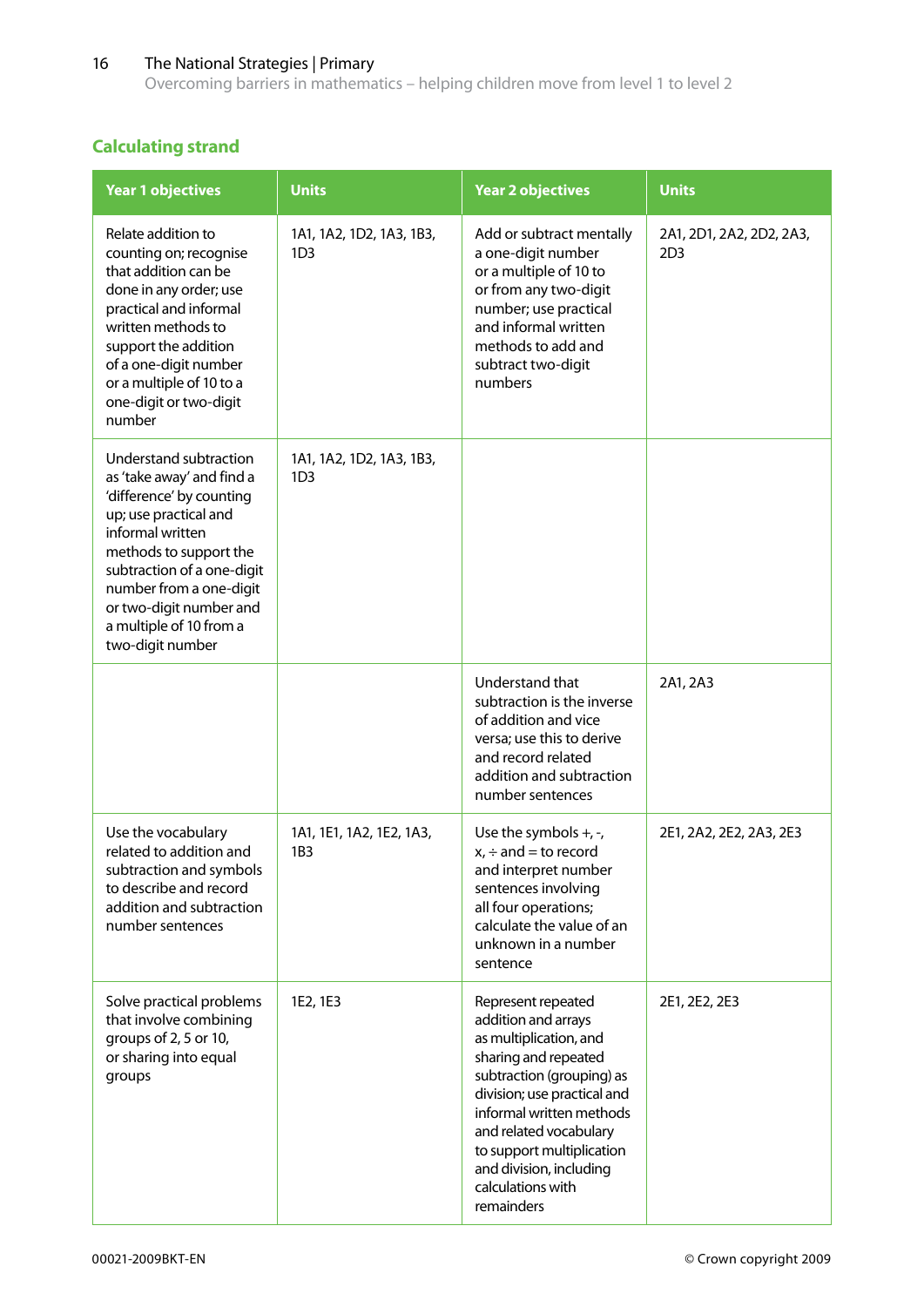## Calculating strand

| Year 1 objectives | Units | Year 2 objectives | Units |
|---|---|---|---|
| Relate addition to counting on; recognise that addition can be done in any order; use practical and informal written methods to support the addition of a one-digit number or a multiple of 10 to a one-digit or two-digit number | 1A1, 1A2, 1D2, 1A3, 1B3, 1D3 | Add or subtract mentally a one-digit number or a multiple of 10 to or from any two-digit number; use practical and informal written methods to add and subtract two-digit numbers | 2A1, 2D1, 2A2, 2D2, 2A3, 2D3 |
| Understand subtraction as 'take away' and find a 'difference' by counting up; use practical and informal written methods to support the subtraction of a one-digit number from a one-digit or two-digit number and a multiple of 10 from a two-digit number | 1A1, 1A2, 1D2, 1A3, 1B3, 1D3 | | |
| | | Understand that subtraction is the inverse of addition and vice versa; use this to derive and record related addition and subtraction number sentences | 2A1, 2A3 |
| Use the vocabulary related to addition and subtraction and symbols to describe and record addition and subtraction number sentences | 1A1, 1E1, 1A2, 1E2, 1A3, 1B3 | Use the symbols +, -, x, ÷ and = to record and interpret number sentences involving all four operations; calculate the value of an unknown in a number sentence | 2E1, 2A2, 2E2, 2A3, 2E3 |
| Solve practical problems that involve combining groups of 2, 5 or 10, or sharing into equal groups | 1E2, 1E3 | Represent repeated addition and arrays as multiplication, and sharing and repeated subtraction (grouping) as division; use practical and informal written methods and related vocabulary to support multiplication and division, including calculations with remainders | 2E1, 2E2, 2E3 |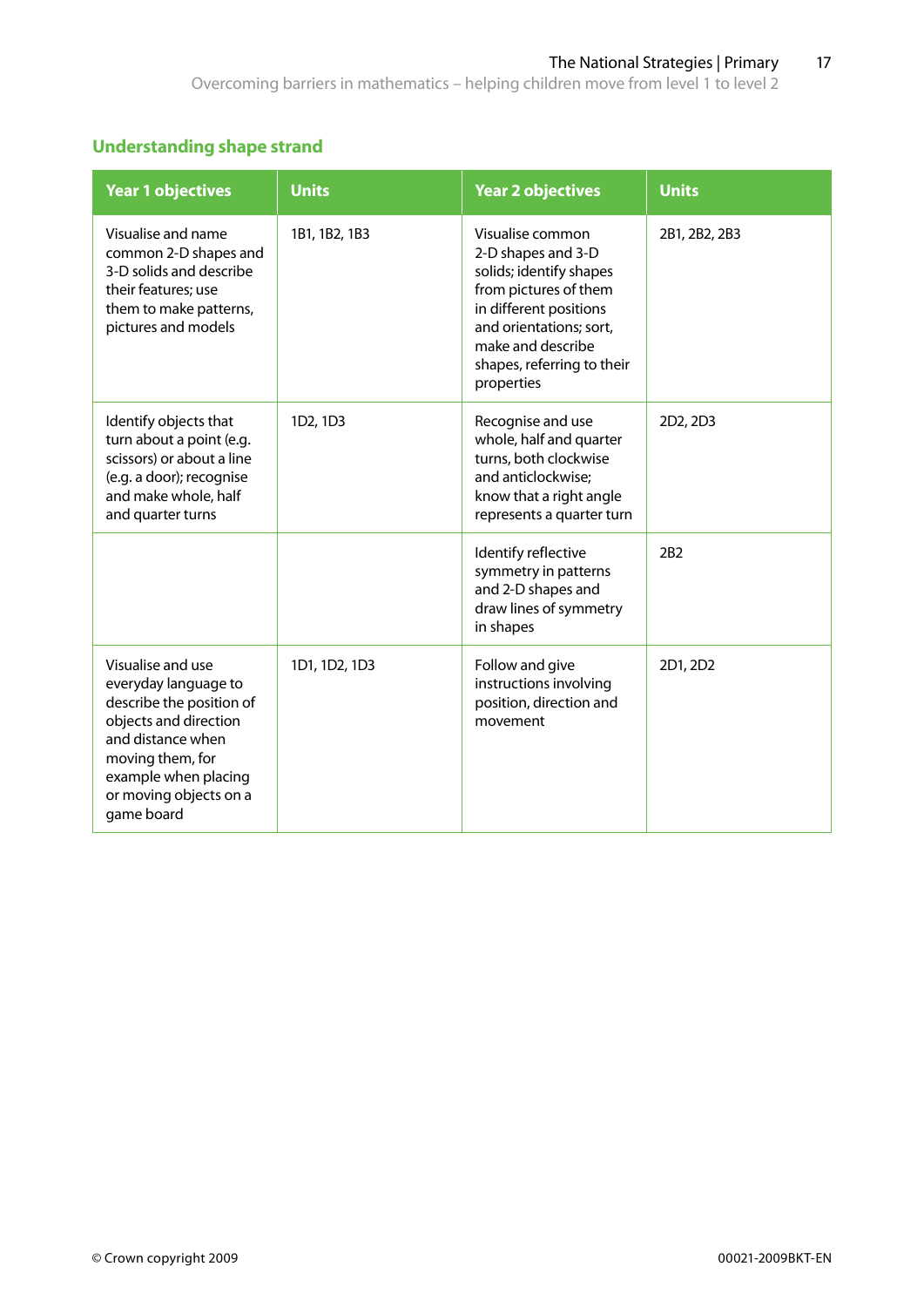## Understanding shape strand

| Year 1 objectives | Units | Year 2 objectives | Units |
|---|---|---|---|
| Visualise and name common 2-D shapes and 3-D solids and describe their features; use them to make patterns, pictures and models | 1B1, 1B2, 1B3 | Visualise common 2-D shapes and 3-D solids; identify shapes from pictures of them in different positions and orientations; sort, make and describe shapes, referring to their properties | 2B1, 2B2, 2B3 |
| Identify objects that turn about a point (e.g. scissors) or about a line (e.g. a door); recognise and make whole, half and quarter turns | 1D2, 1D3 | Recognise and use whole, half and quarter turns, both clockwise and anticlockwise; know that a right angle represents a quarter turn | 2D2, 2D3 |
| | | Identify reflective symmetry in patterns and 2-D shapes and draw lines of symmetry in shapes | 2B2 |
| Visualise and use everyday language to describe the position of objects and direction and distance when moving them, for example when placing or moving objects on a game board | 1D1, 1D2, 1D3 | Follow and give instructions involving position, direction and movement | 2D1, 2D2 |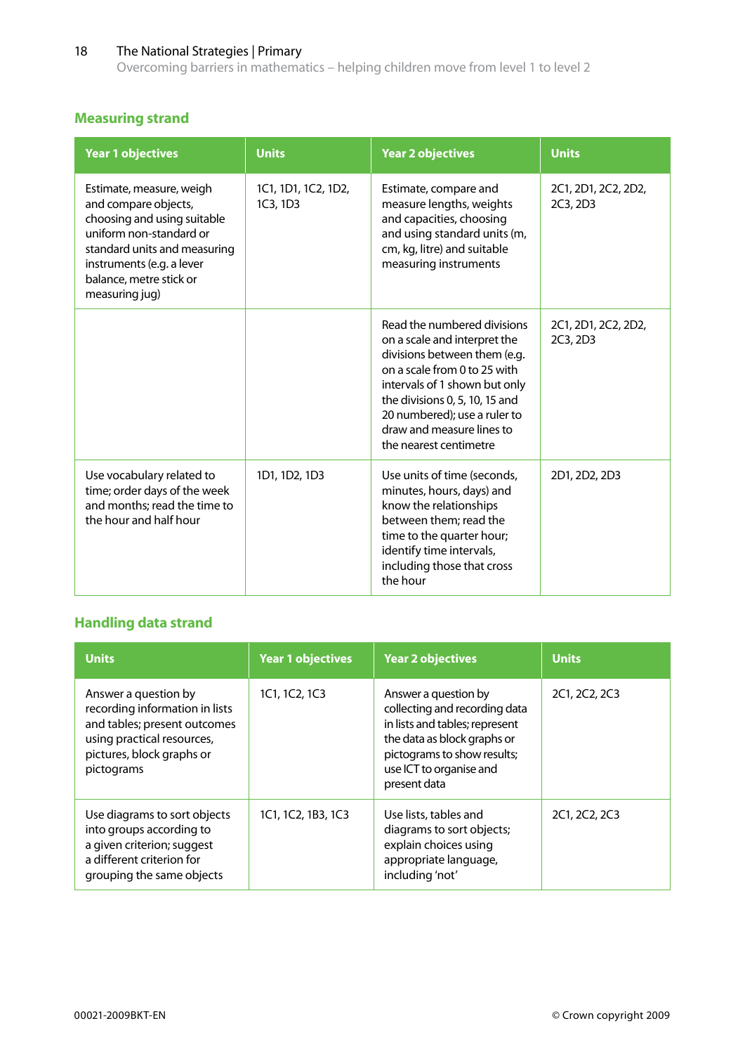## Measuring strand

| Year 1 objectives | Units | Year 2 objectives | Units |
|---|---|---|---|
| Estimate, measure, weigh and compare objects, choosing and using suitable uniform non-standard or standard units and measuring instruments (e.g. a lever balance, metre stick or measuring jug) | 1C1, 1D1, 1C2, 1D2, 1C3, 1D3 | Estimate, compare and measure lengths, weights and capacities, choosing and using standard units (m, cm, kg, litre) and suitable measuring instruments | 2C1, 2D1, 2C2, 2D2, 2C3, 2D3 |
| | | Read the numbered divisions on a scale and interpret the divisions between them (e.g. on a scale from 0 to 25 with intervals of 1 shown but only the divisions 0, 5, 10, 15 and 20 numbered); use a ruler to draw and measure lines to the nearest centimetre | 2C1, 2D1, 2C2, 2D2, 2C3, 2D3 |
| Use vocabulary related to time; order days of the week and months; read the time to the hour and half hour | 1D1, 1D2, 1D3 | Use units of time (seconds, minutes, hours, days) and know the relationships between them; read the time to the quarter hour; identify time intervals, including those that cross the hour | 2D1, 2D2, 2D3 |

## Handling data strand

| Units | Year 1 objectives | Year 2 objectives | Units |
|---|---|---|---|
| Answer a question by recording information in lists and tables; present outcomes using practical resources, pictures, block graphs or pictograms | 1C1, 1C2, 1C3 | Answer a question by collecting and recording data in lists and tables; represent the data as block graphs or pictograms to show results; use ICT to organise and present data | 2C1, 2C2, 2C3 |
| Use diagrams to sort objects into groups according to a given criterion; suggest a different criterion for grouping the same objects | 1C1, 1C2, 1B3, 1C3 | Use lists, tables and diagrams to sort objects; explain choices using appropriate language, including 'not' | 2C1, 2C2, 2C3 |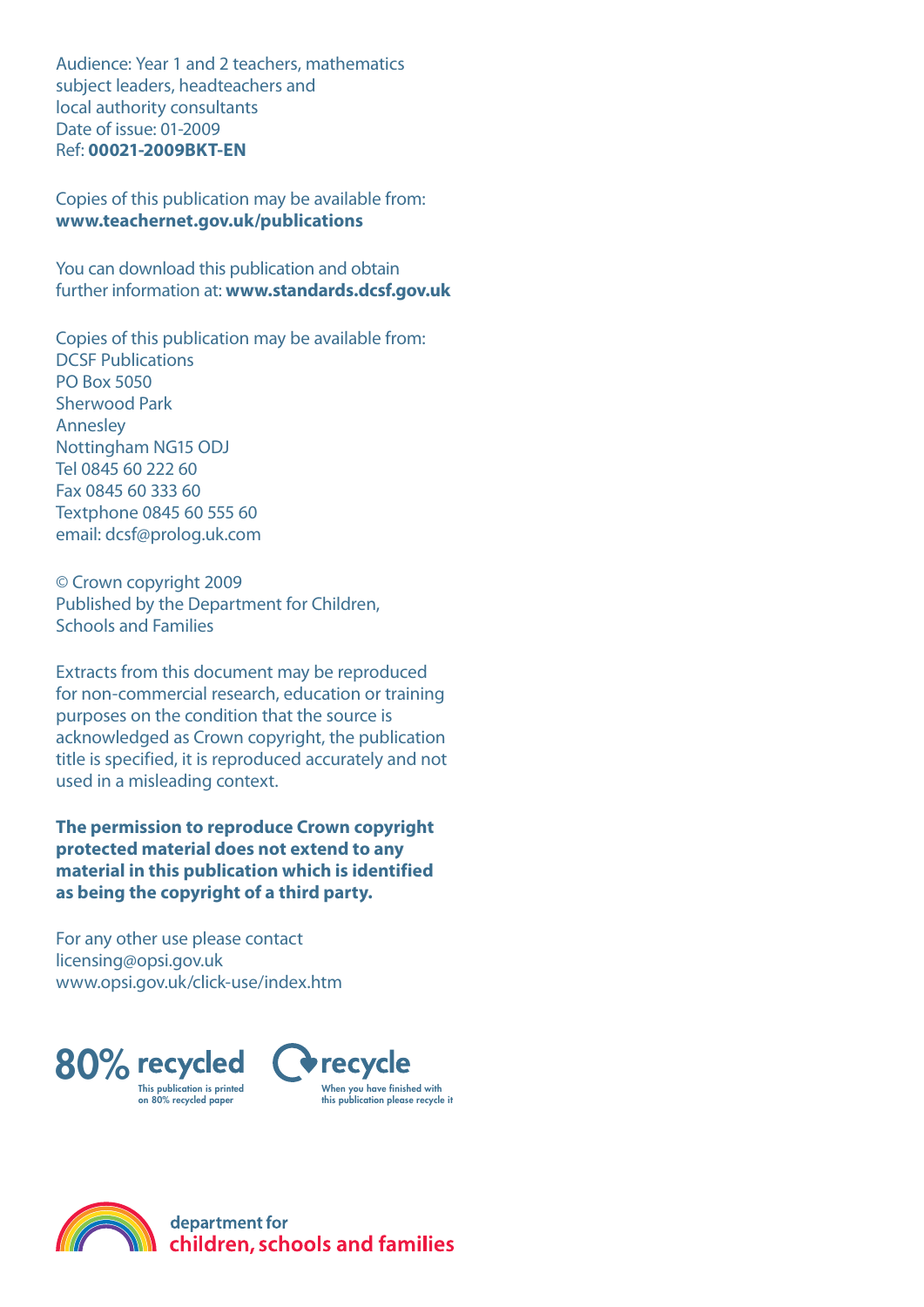Audience: Year 1 and 2 teachers, mathematics subject leaders, headteachers and local authority consultants
Date of issue: 01-2009
Ref: **00021-2009BKT-EN**

Copies of this publication may be available from:
**www.teachernet.gov.uk/publications**

You can download this publication and obtain further information at: **www.standards.dcsf.gov.uk**

Copies of this publication may be available from:
DCSF Publications
PO Box 5050
Sherwood Park
Annesley
Nottingham NG15 ODJ
Tel 0845 60 222 60
Fax 0845 60 333 60
Textphone 0845 60 555 60
email: dcsf@prolog.uk.com

© Crown copyright 2009
Published by the Department for Children, Schools and Families

Extracts from this document may be reproduced for non-commercial research, education or training purposes on the condition that the source is acknowledged as Crown copyright, the publication title is specified, it is reproduced accurately and not used in a misleading context.

**The permission to reproduce Crown copyright protected material does not extend to any material in this publication which is identified as being the copyright of a third party.**

For any other use please contact
licensing@opsi.gov.uk
www.opsi.gov.uk/click-use/index.htm

**80% recycled**
This publication is printed on 80% recycled paper

**recycle**
When you have finished with this publication please recycle it

department for
children, schools and families